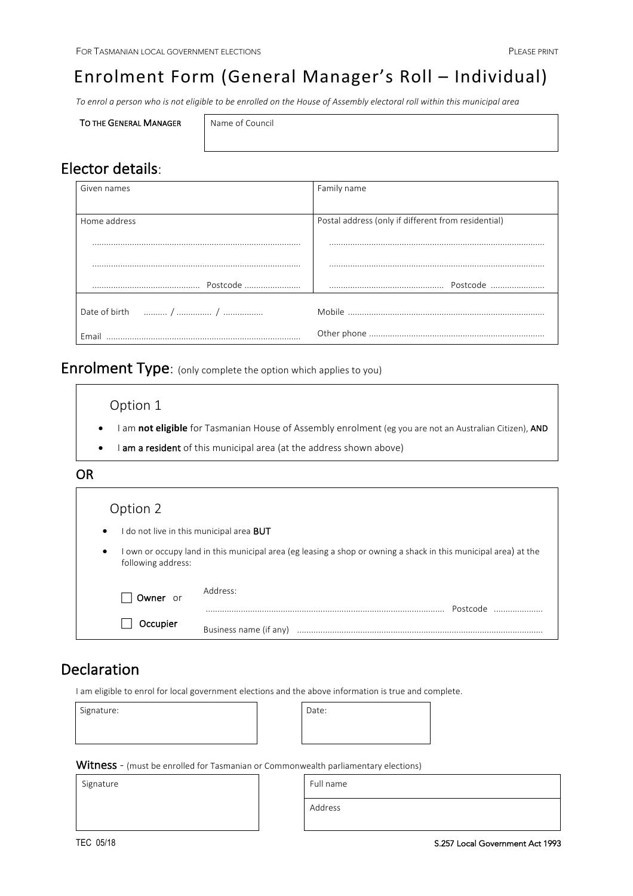FOR TASMANIAN LOCAL GOVERNMENT ELECTIONS

PLEASE PRINT

# Enrolment Form (General Manager's Roll – Individual)

*To enrol a person who is not eligible to be enrolled on the House of Assembly electoral roll within this municipal area*

| TO THE GENERAL MANAGER | Name of Council |
|---|---|

## Elector details:

| Given names | Family name |
|---|---|
| Home address<br>..........<br>..........<br>.......... Postcode .......... | Postal address (only if different from residential)<br>..........<br>..........<br>.......... Postcode .......... |
| Date of birth ........ / ........ / ........<br>Email .......... | Mobile ..........<br>Other phone .......... |

## Enrolment Type: (only complete the option which applies to you)

### Option 1

- I am **not eligible** for Tasmanian House of Assembly enrolment (eg you are not an Australian Citizen), **AND**
- I **am a resident** of this municipal area (at the address shown above)

**OR**

### Option 2

- I do not live in this municipal area **BUT**
- I own or occupy land in this municipal area (eg leasing a shop or owning a shack in this municipal area) at the following address:

☐ **Owner** or

☐ **Occupier**

Address: .......... Postcode ..........

Business name (if any) ..........

## Declaration

I am eligible to enrol for local government elections and the above information is true and complete.

| Signature: | Date: |
|---|---|

**Witness** - (must be enrolled for Tasmanian or Commonwealth parliamentary elections)

| Signature | Full name |
|---|---|
| | Address |

TEC 05/18

S.257 Local Government Act 1993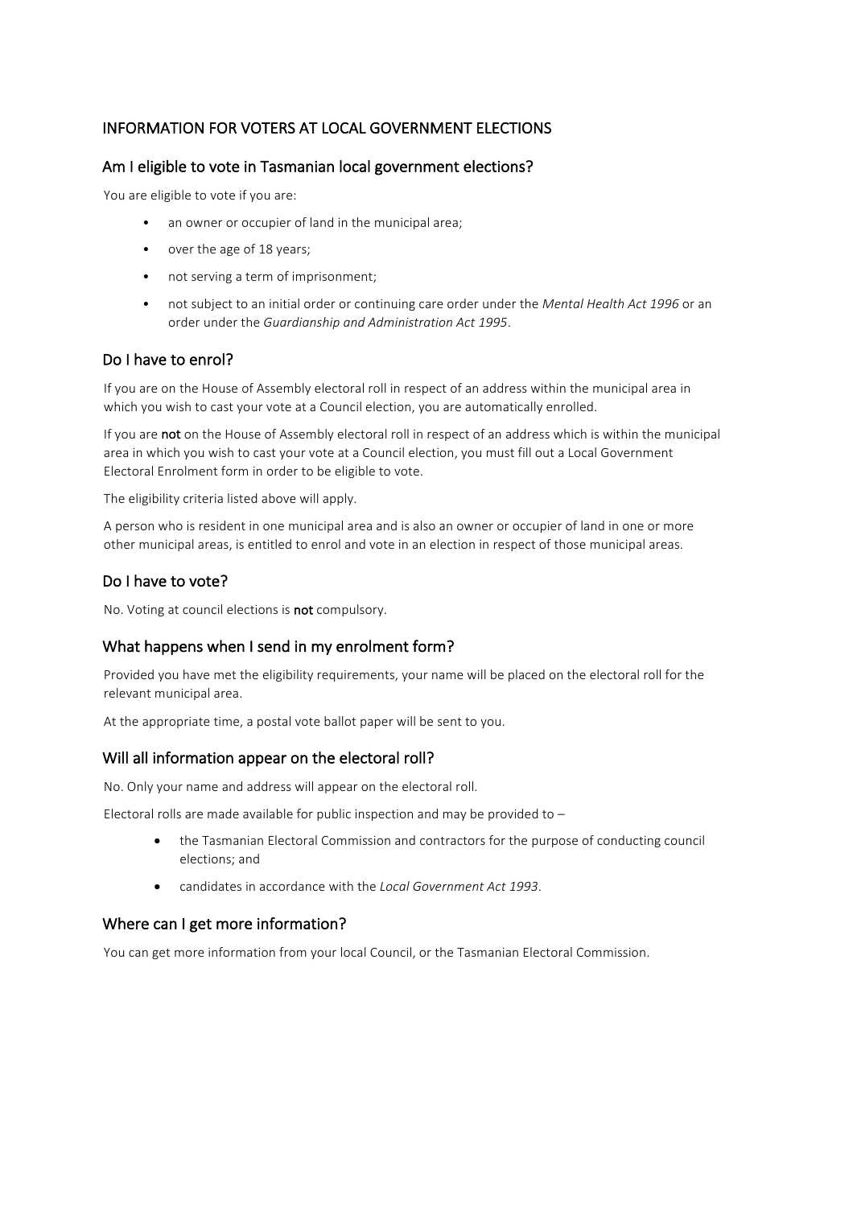# INFORMATION FOR VOTERS AT LOCAL GOVERNMENT ELECTIONS

## Am I eligible to vote in Tasmanian local government elections?

You are eligible to vote if you are:

- an owner or occupier of land in the municipal area;
- over the age of 18 years;
- not serving a term of imprisonment;
- not subject to an initial order or continuing care order under the *Mental Health Act 1996* or an order under the *Guardianship and Administration Act 1995*.

## Do I have to enrol?

If you are on the House of Assembly electoral roll in respect of an address within the municipal area in which you wish to cast your vote at a Council election, you are automatically enrolled.

If you are **not** on the House of Assembly electoral roll in respect of an address which is within the municipal area in which you wish to cast your vote at a Council election, you must fill out a Local Government Electoral Enrolment form in order to be eligible to vote.

The eligibility criteria listed above will apply.

A person who is resident in one municipal area and is also an owner or occupier of land in one or more other municipal areas, is entitled to enrol and vote in an election in respect of those municipal areas.

## Do I have to vote?

No. Voting at council elections is **not** compulsory.

## What happens when I send in my enrolment form?

Provided you have met the eligibility requirements, your name will be placed on the electoral roll for the relevant municipal area.

At the appropriate time, a postal vote ballot paper will be sent to you.

## Will all information appear on the electoral roll?

No. Only your name and address will appear on the electoral roll.

Electoral rolls are made available for public inspection and may be provided to –

- the Tasmanian Electoral Commission and contractors for the purpose of conducting council elections; and
- candidates in accordance with the *Local Government Act 1993*.

## Where can I get more information?

You can get more information from your local Council, or the Tasmanian Electoral Commission.